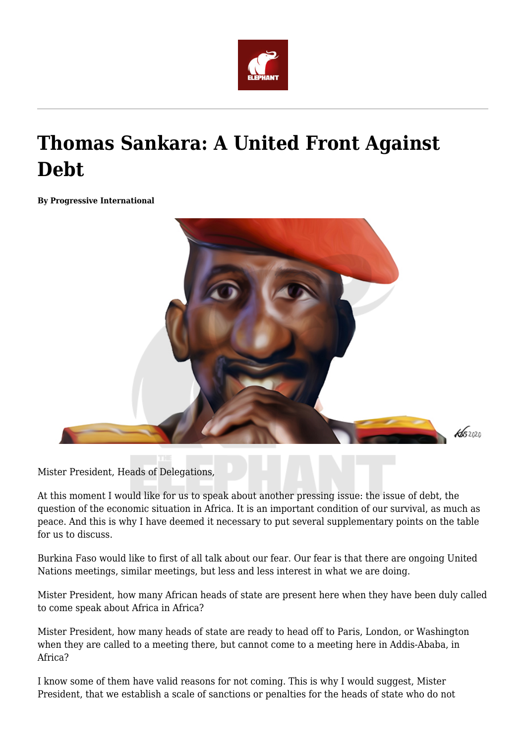# Thomas Sankara: A United Front Against Debt

**By Progressive International**

Mister President, Heads of Delegations,

At this moment I would like for us to speak about another pressing issue: the issue of debt, the question of the economic situation in Africa. It is an important condition of our survival, as much as peace. And this is why I have deemed it necessary to put several supplementary points on the table for us to discuss.

Burkina Faso would like to first of all talk about our fear. Our fear is that there are ongoing United Nations meetings, similar meetings, but less and less interest in what we are doing.

Mister President, how many African heads of state are present here when they have been duly called to come speak about Africa in Africa?

Mister President, how many heads of state are ready to head off to Paris, London, or Washington when they are called to a meeting there, but cannot come to a meeting here in Addis-Ababa, in Africa?

I know some of them have valid reasons for not coming. This is why I would suggest, Mister President, that we establish a scale of sanctions or penalties for the heads of state who do not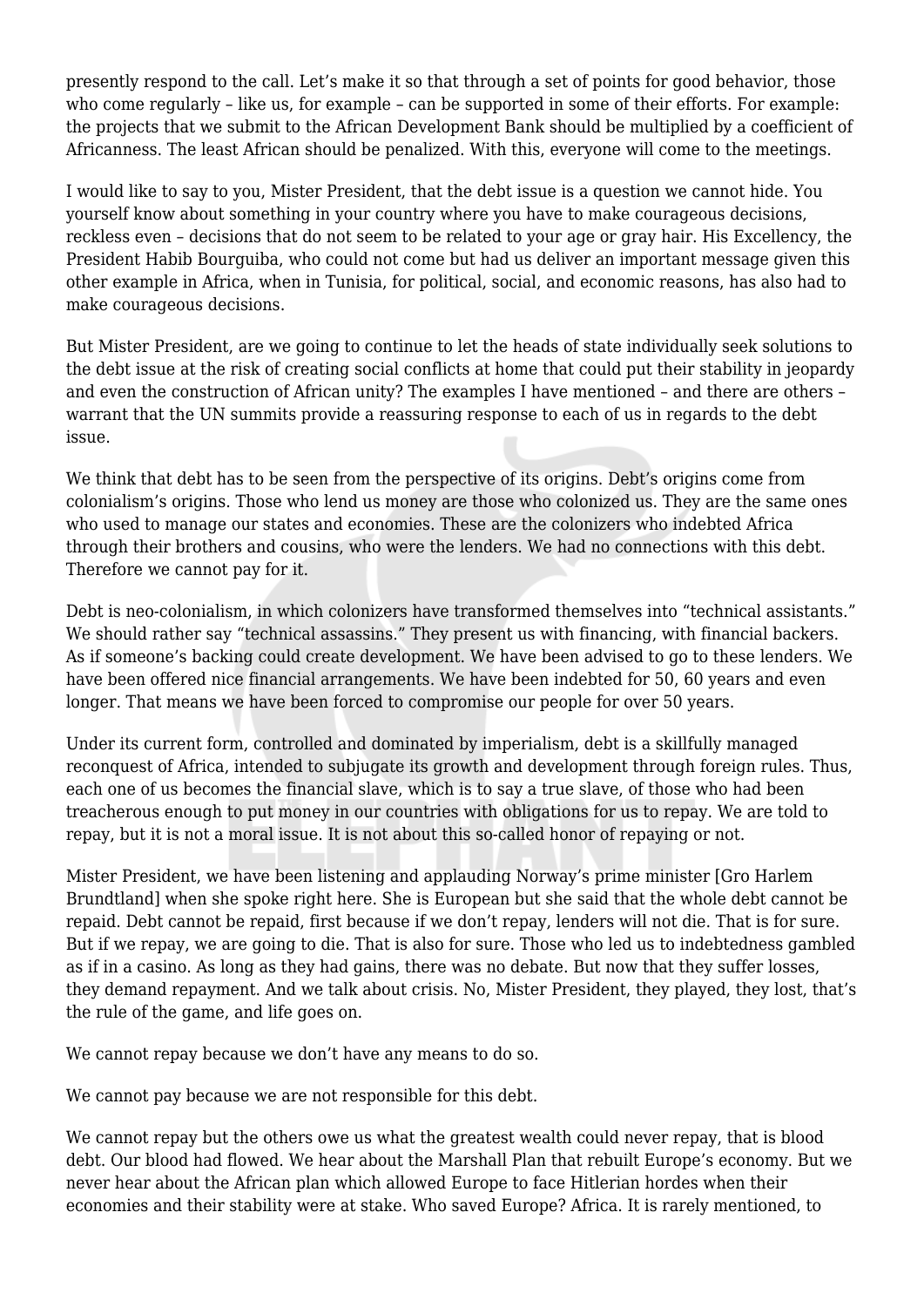presently respond to the call. Let's make it so that through a set of points for good behavior, those who come regularly – like us, for example – can be supported in some of their efforts. For example: the projects that we submit to the African Development Bank should be multiplied by a coefficient of Africanness. The least African should be penalized. With this, everyone will come to the meetings.

I would like to say to you, Mister President, that the debt issue is a question we cannot hide. You yourself know about something in your country where you have to make courageous decisions, reckless even – decisions that do not seem to be related to your age or gray hair. His Excellency, the President Habib Bourguiba, who could not come but had us deliver an important message given this other example in Africa, when in Tunisia, for political, social, and economic reasons, has also had to make courageous decisions.

But Mister President, are we going to continue to let the heads of state individually seek solutions to the debt issue at the risk of creating social conflicts at home that could put their stability in jeopardy and even the construction of African unity? The examples I have mentioned – and there are others – warrant that the UN summits provide a reassuring response to each of us in regards to the debt issue.

We think that debt has to be seen from the perspective of its origins. Debt's origins come from colonialism's origins. Those who lend us money are those who colonized us. They are the same ones who used to manage our states and economies. These are the colonizers who indebted Africa through their brothers and cousins, who were the lenders. We had no connections with this debt. Therefore we cannot pay for it.

Debt is neo-colonialism, in which colonizers have transformed themselves into "technical assistants." We should rather say "technical assassins." They present us with financing, with financial backers. As if someone's backing could create development. We have been advised to go to these lenders. We have been offered nice financial arrangements. We have been indebted for 50, 60 years and even longer. That means we have been forced to compromise our people for over 50 years.

Under its current form, controlled and dominated by imperialism, debt is a skillfully managed reconquest of Africa, intended to subjugate its growth and development through foreign rules. Thus, each one of us becomes the financial slave, which is to say a true slave, of those who had been treacherous enough to put money in our countries with obligations for us to repay. We are told to repay, but it is not a moral issue. It is not about this so-called honor of repaying or not.

Mister President, we have been listening and applauding Norway's prime minister [Gro Harlem Brundtland] when she spoke right here. She is European but she said that the whole debt cannot be repaid. Debt cannot be repaid, first because if we don't repay, lenders will not die. That is for sure. But if we repay, we are going to die. That is also for sure. Those who led us to indebtedness gambled as if in a casino. As long as they had gains, there was no debate. But now that they suffer losses, they demand repayment. And we talk about crisis. No, Mister President, they played, they lost, that's the rule of the game, and life goes on.

We cannot repay because we don't have any means to do so.

We cannot pay because we are not responsible for this debt.

We cannot repay but the others owe us what the greatest wealth could never repay, that is blood debt. Our blood had flowed. We hear about the Marshall Plan that rebuilt Europe's economy. But we never hear about the African plan which allowed Europe to face Hitlerian hordes when their economies and their stability were at stake. Who saved Europe? Africa. It is rarely mentioned, to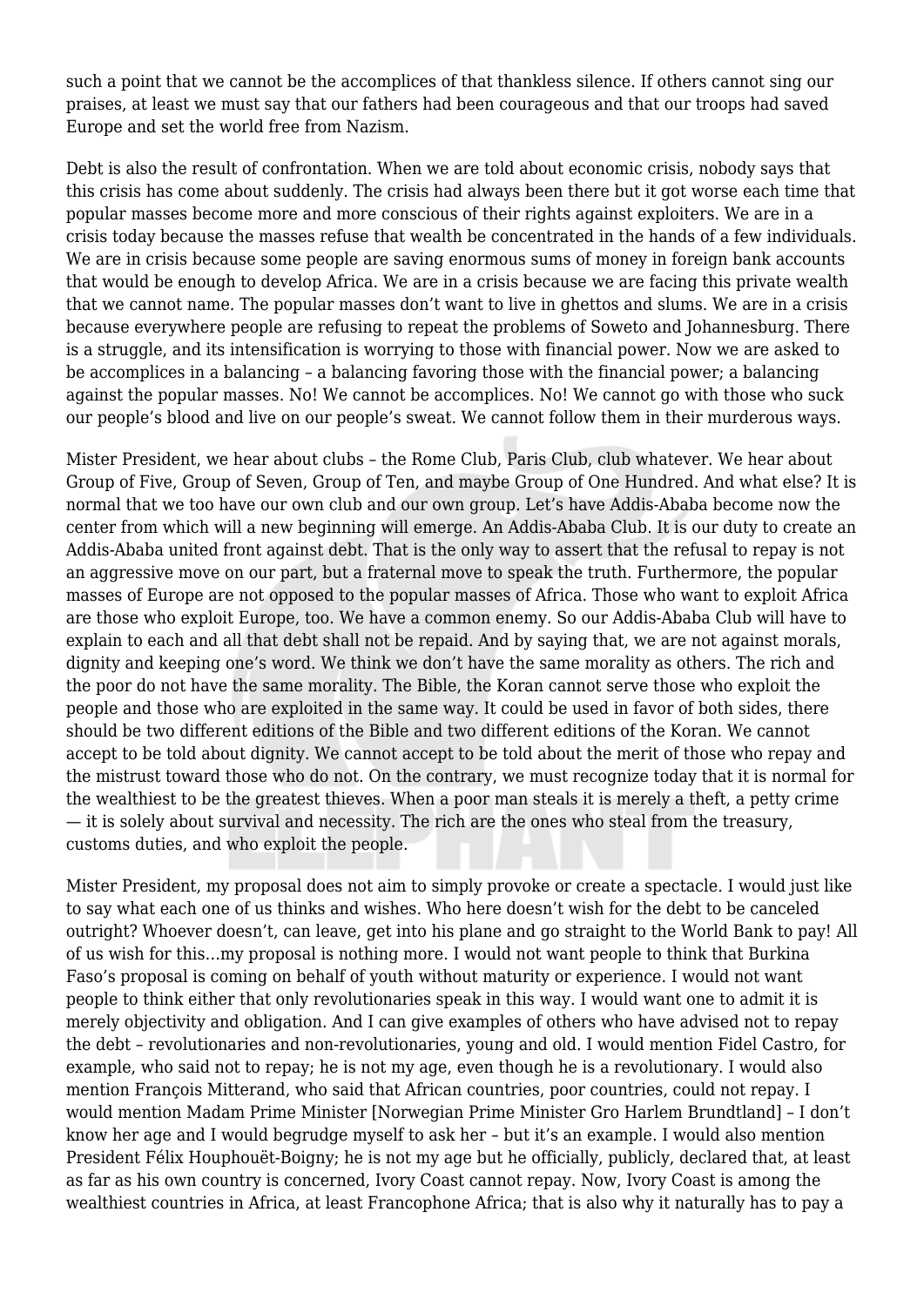such a point that we cannot be the accomplices of that thankless silence. If others cannot sing our praises, at least we must say that our fathers had been courageous and that our troops had saved Europe and set the world free from Nazism.

Debt is also the result of confrontation. When we are told about economic crisis, nobody says that this crisis has come about suddenly. The crisis had always been there but it got worse each time that popular masses become more and more conscious of their rights against exploiters. We are in a crisis today because the masses refuse that wealth be concentrated in the hands of a few individuals. We are in crisis because some people are saving enormous sums of money in foreign bank accounts that would be enough to develop Africa. We are in a crisis because we are facing this private wealth that we cannot name. The popular masses don't want to live in ghettos and slums. We are in a crisis because everywhere people are refusing to repeat the problems of Soweto and Johannesburg. There is a struggle, and its intensification is worrying to those with financial power. Now we are asked to be accomplices in a balancing – a balancing favoring those with the financial power; a balancing against the popular masses. No! We cannot be accomplices. No! We cannot go with those who suck our people's blood and live on our people's sweat. We cannot follow them in their murderous ways.

Mister President, we hear about clubs – the Rome Club, Paris Club, club whatever. We hear about Group of Five, Group of Seven, Group of Ten, and maybe Group of One Hundred. And what else? It is normal that we too have our own club and our own group. Let's have Addis-Ababa become now the center from which will a new beginning will emerge. An Addis-Ababa Club. It is our duty to create an Addis-Ababa united front against debt. That is the only way to assert that the refusal to repay is not an aggressive move on our part, but a fraternal move to speak the truth. Furthermore, the popular masses of Europe are not opposed to the popular masses of Africa. Those who want to exploit Africa are those who exploit Europe, too. We have a common enemy. So our Addis-Ababa Club will have to explain to each and all that debt shall not be repaid. And by saying that, we are not against morals, dignity and keeping one's word. We think we don't have the same morality as others. The rich and the poor do not have the same morality. The Bible, the Koran cannot serve those who exploit the people and those who are exploited in the same way. It could be used in favor of both sides, there should be two different editions of the Bible and two different editions of the Koran. We cannot accept to be told about dignity. We cannot accept to be told about the merit of those who repay and the mistrust toward those who do not. On the contrary, we must recognize today that it is normal for the wealthiest to be the greatest thieves. When a poor man steals it is merely a theft, a petty crime — it is solely about survival and necessity. The rich are the ones who steal from the treasury, customs duties, and who exploit the people.

Mister President, my proposal does not aim to simply provoke or create a spectacle. I would just like to say what each one of us thinks and wishes. Who here doesn't wish for the debt to be canceled outright? Whoever doesn't, can leave, get into his plane and go straight to the World Bank to pay! All of us wish for this…my proposal is nothing more. I would not want people to think that Burkina Faso's proposal is coming on behalf of youth without maturity or experience. I would not want people to think either that only revolutionaries speak in this way. I would want one to admit it is merely objectivity and obligation. And I can give examples of others who have advised not to repay the debt – revolutionaries and non-revolutionaries, young and old. I would mention Fidel Castro, for example, who said not to repay; he is not my age, even though he is a revolutionary. I would also mention François Mitterand, who said that African countries, poor countries, could not repay. I would mention Madam Prime Minister [Norwegian Prime Minister Gro Harlem Brundtland] – I don't know her age and I would begrudge myself to ask her – but it's an example. I would also mention President Félix Houphouët-Boigny; he is not my age but he officially, publicly, declared that, at least as far as his own country is concerned, Ivory Coast cannot repay. Now, Ivory Coast is among the wealthiest countries in Africa, at least Francophone Africa; that is also why it naturally has to pay a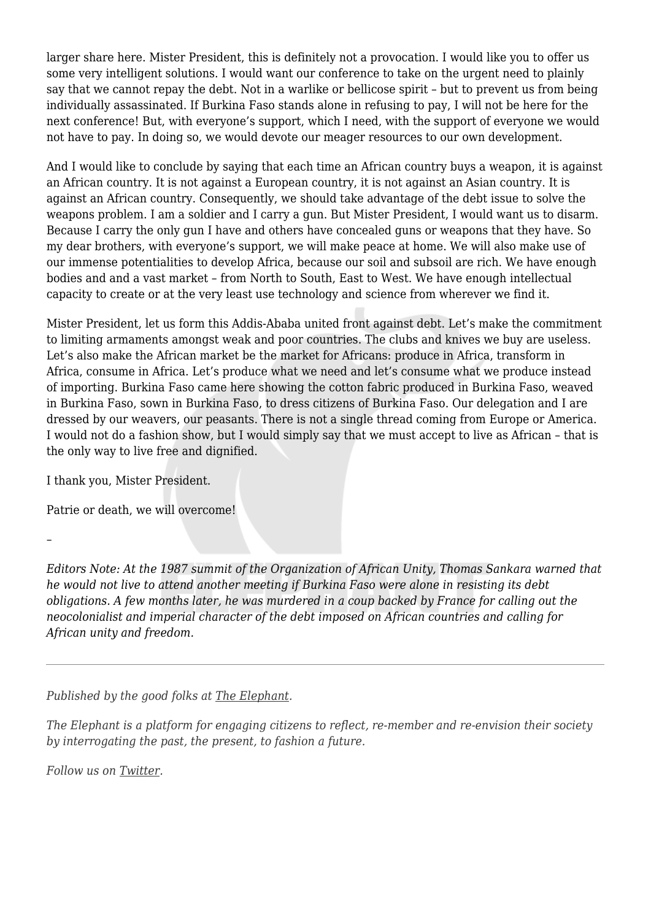larger share here. Mister President, this is definitely not a provocation. I would like you to offer us some very intelligent solutions. I would want our conference to take on the urgent need to plainly say that we cannot repay the debt. Not in a warlike or bellicose spirit – but to prevent us from being individually assassinated. If Burkina Faso stands alone in refusing to pay, I will not be here for the next conference! But, with everyone's support, which I need, with the support of everyone we would not have to pay. In doing so, we would devote our meager resources to our own development.

And I would like to conclude by saying that each time an African country buys a weapon, it is against an African country. It is not against a European country, it is not against an Asian country. It is against an African country. Consequently, we should take advantage of the debt issue to solve the weapons problem. I am a soldier and I carry a gun. But Mister President, I would want us to disarm. Because I carry the only gun I have and others have concealed guns or weapons that they have. So my dear brothers, with everyone's support, we will make peace at home. We will also make use of our immense potentialities to develop Africa, because our soil and subsoil are rich. We have enough bodies and and a vast market – from North to South, East to West. We have enough intellectual capacity to create or at the very least use technology and science from wherever we find it.

Mister President, let us form this Addis-Ababa united front against debt. Let's make the commitment to limiting armaments amongst weak and poor countries. The clubs and knives we buy are useless. Let's also make the African market be the market for Africans: produce in Africa, transform in Africa, consume in Africa. Let's produce what we need and let's consume what we produce instead of importing. Burkina Faso came here showing the cotton fabric produced in Burkina Faso, weaved in Burkina Faso, sown in Burkina Faso, to dress citizens of Burkina Faso. Our delegation and I are dressed by our weavers, our peasants. There is not a single thread coming from Europe or America. I would not do a fashion show, but I would simply say that we must accept to live as African – that is the only way to live free and dignified.

I thank you, Mister President.

Patrie or death, we will overcome!

–

*Editors Note: At the 1987 summit of the Organization of African Unity, Thomas Sankara warned that he would not live to attend another meeting if Burkina Faso were alone in resisting its debt obligations. A few months later, he was murdered in a coup backed by France for calling out the neocolonialist and imperial character of the debt imposed on African countries and calling for African unity and freedom.*

---

*Published by the good folks at The Elephant.*

*The Elephant is a platform for engaging citizens to reflect, re-member and re-envision their society by interrogating the past, the present, to fashion a future.*

*Follow us on Twitter.*